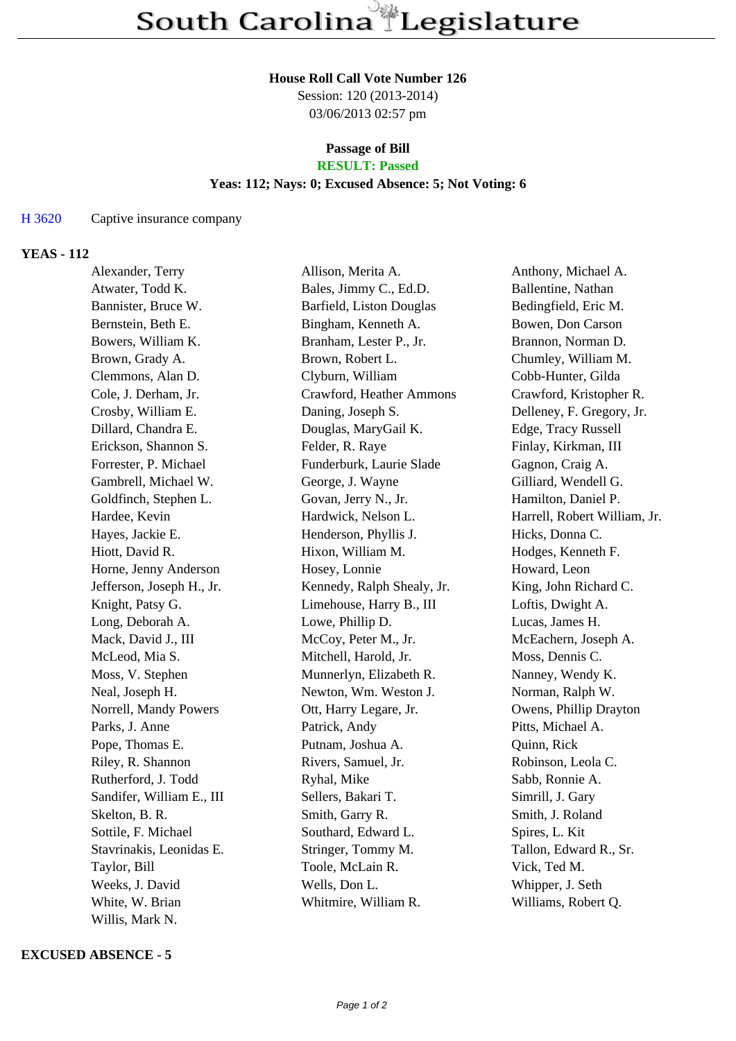# South Carolina Legislature

**House Roll Call Vote Number 126**
Session: 120 (2013-2014)
03/06/2013 02:57 pm

**Passage of Bill**
**RESULT: Passed**
**Yeas: 112; Nays: 0; Excused Absence: 5; Not Voting: 6**

H 3620 Captive insurance company

## YEAS - 112

| | | |
|---|---|---|
| Alexander, Terry | Allison, Merita A. | Anthony, Michael A. |
| Atwater, Todd K. | Bales, Jimmy C., Ed.D. | Ballentine, Nathan |
| Bannister, Bruce W. | Barfield, Liston Douglas | Bedingfield, Eric M. |
| Bernstein, Beth E. | Bingham, Kenneth A. | Bowen, Don Carson |
| Bowers, William K. | Branham, Lester P., Jr. | Brannon, Norman D. |
| Brown, Grady A. | Brown, Robert L. | Chumley, William M. |
| Clemmons, Alan D. | Clyburn, William | Cobb-Hunter, Gilda |
| Cole, J. Derham, Jr. | Crawford, Heather Ammons | Crawford, Kristopher R. |
| Crosby, William E. | Daning, Joseph S. | Delleney, F. Gregory, Jr. |
| Dillard, Chandra E. | Douglas, MaryGail K. | Edge, Tracy Russell |
| Erickson, Shannon S. | Felder, R. Raye | Finlay, Kirkman, III |
| Forrester, P. Michael | Funderburk, Laurie Slade | Gagnon, Craig A. |
| Gambrell, Michael W. | George, J. Wayne | Gilliard, Wendell G. |
| Goldfinch, Stephen L. | Govan, Jerry N., Jr. | Hamilton, Daniel P. |
| Hardee, Kevin | Hardwick, Nelson L. | Harrell, Robert William, Jr. |
| Hayes, Jackie E. | Henderson, Phyllis J. | Hicks, Donna C. |
| Hiott, David R. | Hixon, William M. | Hodges, Kenneth F. |
| Horne, Jenny Anderson | Hosey, Lonnie | Howard, Leon |
| Jefferson, Joseph H., Jr. | Kennedy, Ralph Shealy, Jr. | King, John Richard C. |
| Knight, Patsy G. | Limehouse, Harry B., III | Loftis, Dwight A. |
| Long, Deborah A. | Lowe, Phillip D. | Lucas, James H. |
| Mack, David J., III | McCoy, Peter M., Jr. | McEachern, Joseph A. |
| McLeod, Mia S. | Mitchell, Harold, Jr. | Moss, Dennis C. |
| Moss, V. Stephen | Munnerlyn, Elizabeth R. | Nanney, Wendy K. |
| Neal, Joseph H. | Newton, Wm. Weston J. | Norman, Ralph W. |
| Norrell, Mandy Powers | Ott, Harry Legare, Jr. | Owens, Phillip Drayton |
| Parks, J. Anne | Patrick, Andy | Pitts, Michael A. |
| Pope, Thomas E. | Putnam, Joshua A. | Quinn, Rick |
| Riley, R. Shannon | Rivers, Samuel, Jr. | Robinson, Leola C. |
| Rutherford, J. Todd | Ryhal, Mike | Sabb, Ronnie A. |
| Sandifer, William E., III | Sellers, Bakari T. | Simrill, J. Gary |
| Skelton, B. R. | Smith, Garry R. | Smith, J. Roland |
| Sottile, F. Michael | Southard, Edward L. | Spires, L. Kit |
| Stavrinakis, Leonidas E. | Stringer, Tommy M. | Tallon, Edward R., Sr. |
| Taylor, Bill | Toole, McLain R. | Vick, Ted M. |
| Weeks, J. David | Wells, Don L. | Whipper, J. Seth |
| White, W. Brian | Whitmire, William R. | Williams, Robert Q. |
| Willis, Mark N. | | |

## EXCUSED ABSENCE - 5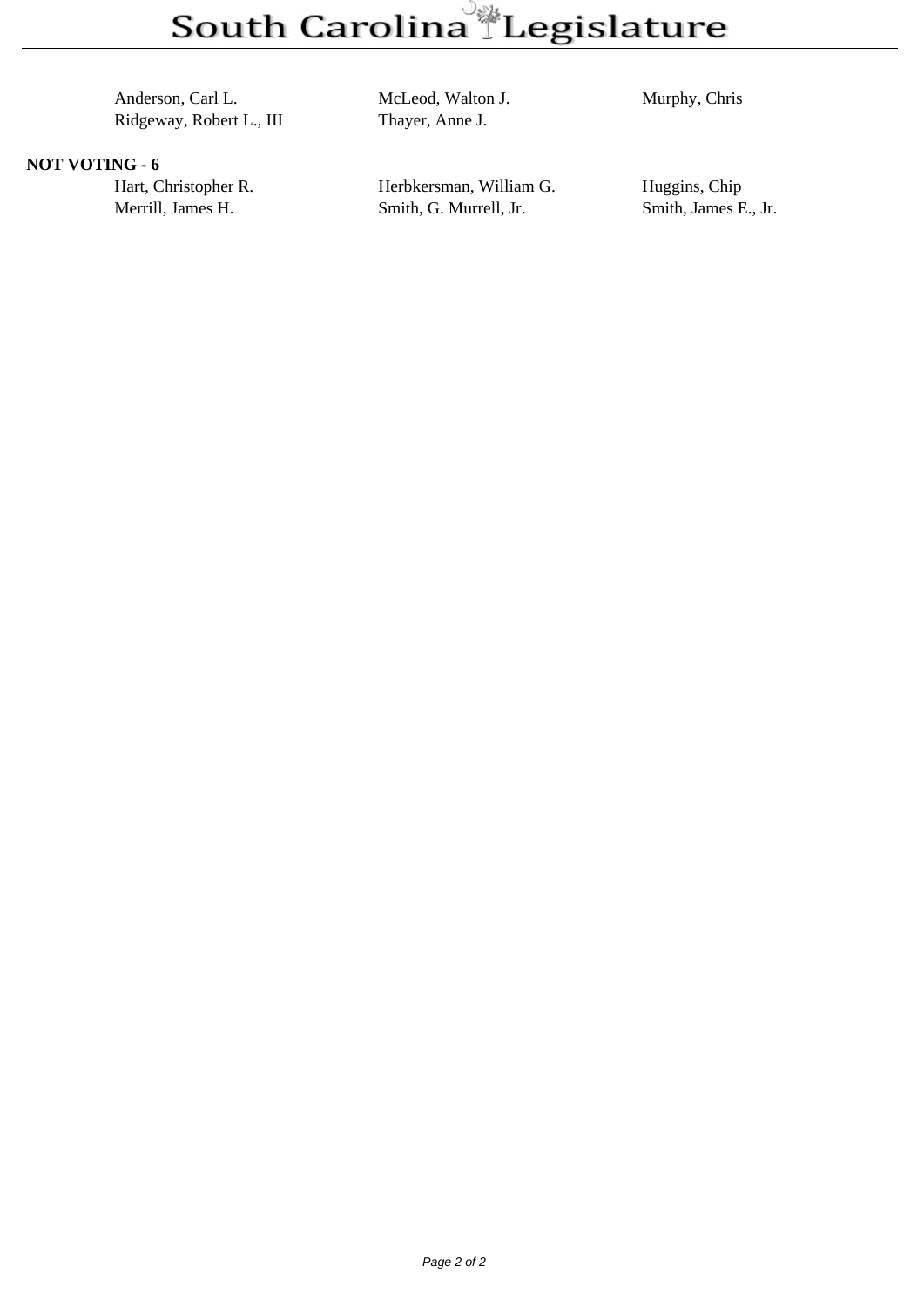| | | |
|---|---|---|
| Anderson, Carl L. | McLeod, Walton J. | Murphy, Chris |
| Ridgeway, Robert L., III | Thayer, Anne J. | |

**NOT VOTING - 6**

| | | |
|---|---|---|
| Hart, Christopher R. | Herbkersman, William G. | Huggins, Chip |
| Merrill, James H. | Smith, G. Murrell, Jr. | Smith, James E., Jr. |